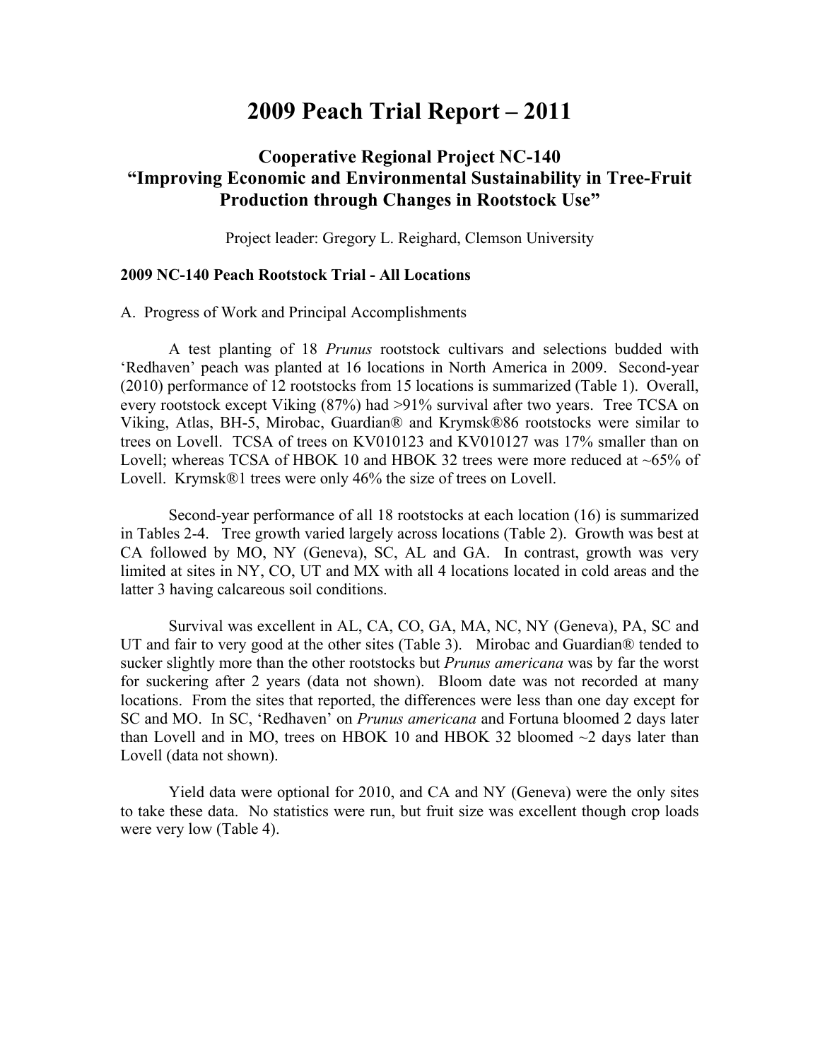# 2009 Peach Trial Report – 2011

## Cooperative Regional Project NC-140
## "Improving Economic and Environmental Sustainability in Tree-Fruit Production through Changes in Rootstock Use"

Project leader: Gregory L. Reighard, Clemson University

**2009 NC-140 Peach Rootstock Trial - All Locations**

A. Progress of Work and Principal Accomplishments

A test planting of 18 *Prunus* rootstock cultivars and selections budded with 'Redhaven' peach was planted at 16 locations in North America in 2009. Second-year (2010) performance of 12 rootstocks from 15 locations is summarized (Table 1). Overall, every rootstock except Viking (87%) had >91% survival after two years. Tree TCSA on Viking, Atlas, BH-5, Mirobac, Guardian® and Krymsk®86 rootstocks were similar to trees on Lovell. TCSA of trees on KV010123 and KV010127 was 17% smaller than on Lovell; whereas TCSA of HBOK 10 and HBOK 32 trees were more reduced at ~65% of Lovell. Krymsk®1 trees were only 46% the size of trees on Lovell.

Second-year performance of all 18 rootstocks at each location (16) is summarized in Tables 2-4. Tree growth varied largely across locations (Table 2). Growth was best at CA followed by MO, NY (Geneva), SC, AL and GA. In contrast, growth was very limited at sites in NY, CO, UT and MX with all 4 locations located in cold areas and the latter 3 having calcareous soil conditions.

Survival was excellent in AL, CA, CO, GA, MA, NC, NY (Geneva), PA, SC and UT and fair to very good at the other sites (Table 3). Mirobac and Guardian® tended to sucker slightly more than the other rootstocks but *Prunus americana* was by far the worst for suckering after 2 years (data not shown). Bloom date was not recorded at many locations. From the sites that reported, the differences were less than one day except for SC and MO. In SC, 'Redhaven' on *Prunus americana* and Fortuna bloomed 2 days later than Lovell and in MO, trees on HBOK 10 and HBOK 32 bloomed ~2 days later than Lovell (data not shown).

Yield data were optional for 2010, and CA and NY (Geneva) were the only sites to take these data. No statistics were run, but fruit size was excellent though crop loads were very low (Table 4).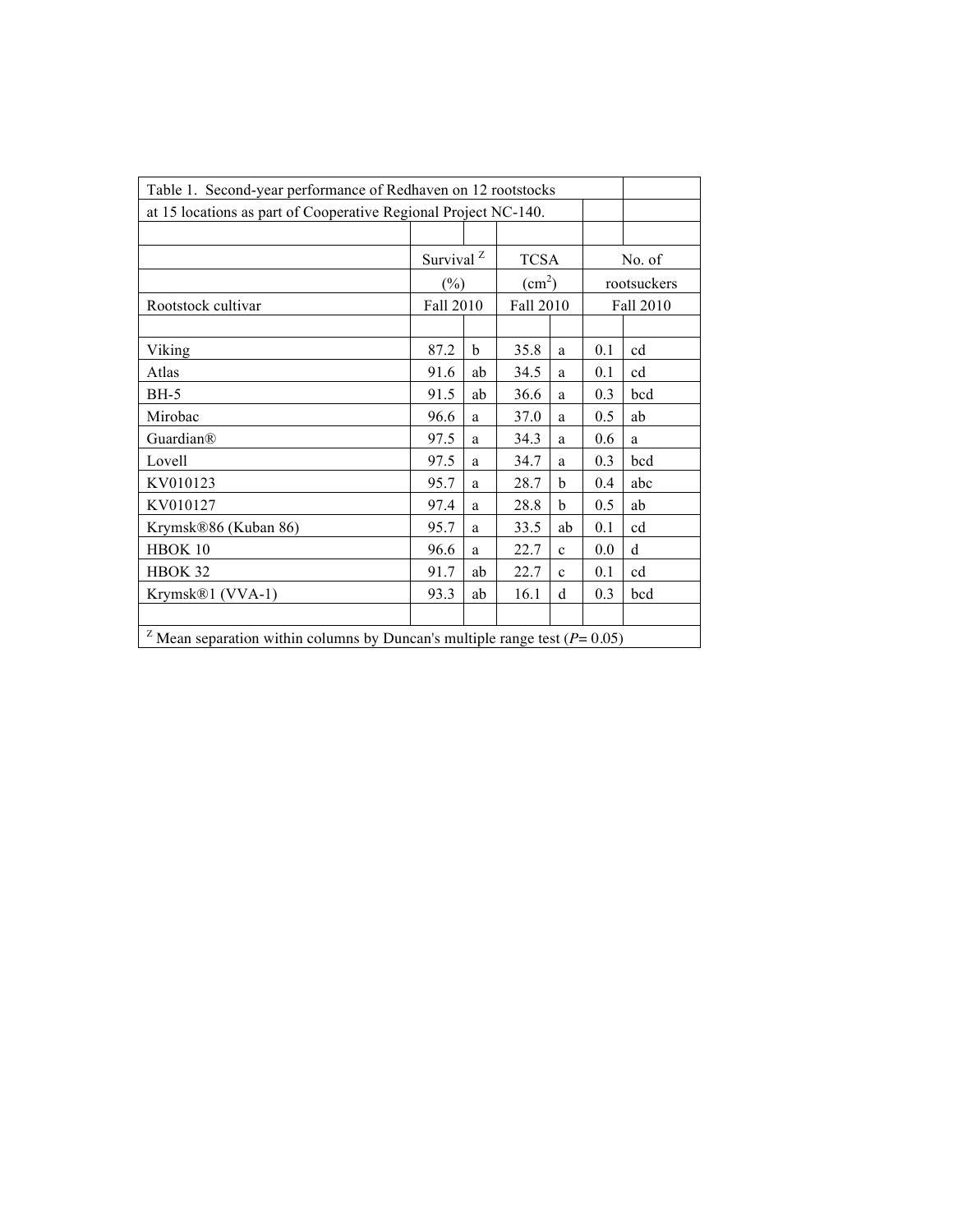Table 1. Second-year performance of Redhaven on 12 rootstocks at 15 locations as part of Cooperative Regional Project NC-140.

| Rootstock cultivar | Survival [Z] (%) Fall 2010 | | TCSA ($cm^2$) Fall 2010 | | No. of rootsuckers Fall 2010 | |
|---|---|---|---|---|---|---|
| Viking | 87.2 | b | 35.8 | a | 0.1 | cd |
| Atlas | 91.6 | ab | 34.5 | a | 0.1 | cd |
| BH-5 | 91.5 | ab | 36.6 | a | 0.3 | bcd |
| Mirobac | 96.6 | a | 37.0 | a | 0.5 | ab |
| Guardian® | 97.5 | a | 34.3 | a | 0.6 | a |
| Lovell | 97.5 | a | 34.7 | a | 0.3 | bcd |
| KV010123 | 95.7 | a | 28.7 | b | 0.4 | abc |
| KV010127 | 97.4 | a | 28.8 | b | 0.5 | ab |
| Krymsk®86 (Kuban 86) | 95.7 | a | 33.5 | ab | 0.1 | cd |
| HBOK 10 | 96.6 | a | 22.7 | c | 0.0 | d |
| HBOK 32 | 91.7 | ab | 22.7 | c | 0.1 | cd |
| Krymsk®1 (VVA-1) | 93.3 | ab | 16.1 | d | 0.3 | bcd |

[Z] Mean separation within columns by Duncan's multiple range test ($P = 0.05$)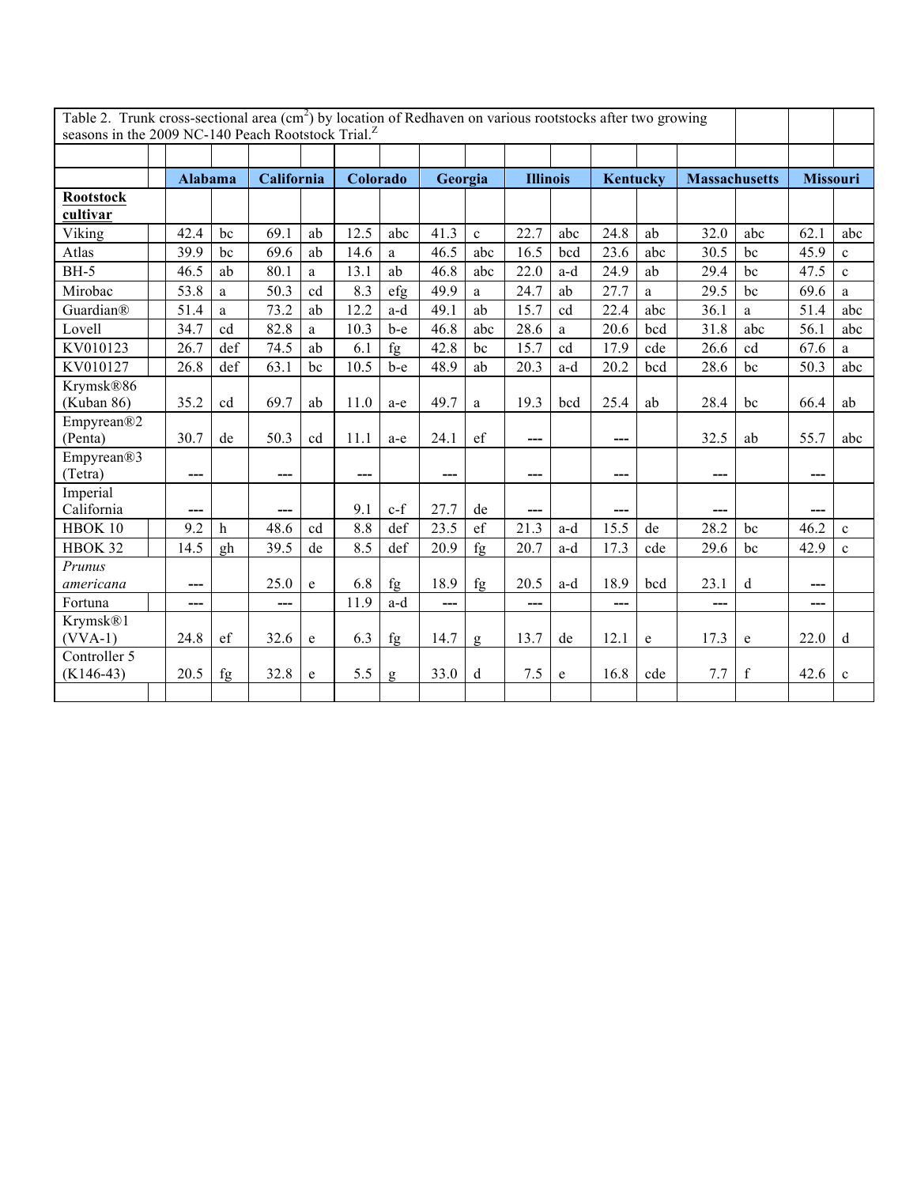Table 2. Trunk cross-sectional area ($cm^2$) by location of Redhaven on various rootstocks after two growing seasons in the 2009 NC-140 Peach Rootstock Trial.[Z]

| Rootstock cultivar | Alabama | | California | | Colorado | | Georgia | | Illinois | | Kentucky | | Massachusetts | | Missouri | |
|---|---|---|---|---|---|---|---|---|---|---|---|---|---|---|---|---|
| Viking | 42.4 | bc | 69.1 | ab | 12.5 | abc | 41.3 | c | 22.7 | abc | 24.8 | ab | 32.0 | abc | 62.1 | abc |
| Atlas | 39.9 | bc | 69.6 | ab | 14.6 | a | 46.5 | abc | 16.5 | bcd | 23.6 | abc | 30.5 | bc | 45.9 | c |
| BH-5 | 46.5 | ab | 80.1 | a | 13.1 | ab | 46.8 | abc | 22.0 | a-d | 24.9 | ab | 29.4 | bc | 47.5 | c |
| Mirobac | 53.8 | a | 50.3 | cd | 8.3 | efg | 49.9 | a | 24.7 | ab | 27.7 | a | 29.5 | bc | 69.6 | a |
| Guardian® | 51.4 | a | 73.2 | ab | 12.2 | a-d | 49.1 | ab | 15.7 | cd | 22.4 | abc | 36.1 | a | 51.4 | abc |
| Lovell | 34.7 | cd | 82.8 | a | 10.3 | b-e | 46.8 | abc | 28.6 | a | 20.6 | bcd | 31.8 | abc | 56.1 | abc |
| KV010123 | 26.7 | def | 74.5 | ab | 6.1 | fg | 42.8 | bc | 15.7 | cd | 17.9 | cde | 26.6 | cd | 67.6 | a |
| KV010127 | 26.8 | def | 63.1 | bc | 10.5 | b-e | 48.9 | ab | 20.3 | a-d | 20.2 | bcd | 28.6 | bc | 50.3 | abc |
| Krymsk®86 (Kuban 86) | 35.2 | cd | 69.7 | ab | 11.0 | a-e | 49.7 | a | 19.3 | bcd | 25.4 | ab | 28.4 | bc | 66.4 | ab |
| Empyrean®2 (Penta) | 30.7 | de | 50.3 | cd | 11.1 | a-e | 24.1 | ef | --- | | --- | | 32.5 | ab | 55.7 | abc |
| Empyrean®3 (Tetra) | --- | | --- | | --- | | --- | | --- | | --- | | --- | | --- | |
| Imperial California | --- | | --- | | 9.1 | c-f | 27.7 | de | --- | | --- | | --- | | --- | |
| HBOK 10 | 9.2 | h | 48.6 | cd | 8.8 | def | 23.5 | ef | 21.3 | a-d | 15.5 | de | 28.2 | bc | 46.2 | c |
| HBOK 32 | 14.5 | gh | 39.5 | de | 8.5 | def | 20.9 | fg | 20.7 | a-d | 17.3 | cde | 29.6 | bc | 42.9 | c |
| *Prunus americana* | --- | | 25.0 | e | 6.8 | fg | 18.9 | fg | 20.5 | a-d | 18.9 | bcd | 23.1 | d | --- | |
| Fortuna | --- | | --- | | 11.9 | a-d | --- | | --- | | --- | | --- | | --- | |
| Krymsk®1 (VVA-1) | 24.8 | ef | 32.6 | e | 6.3 | fg | 14.7 | g | 13.7 | de | 12.1 | e | 17.3 | e | 22.0 | d |
| Controller 5 (K146-43) | 20.5 | fg | 32.8 | e | 5.5 | g | 33.0 | d | 7.5 | e | 16.8 | cde | 7.7 | f | 42.6 | c |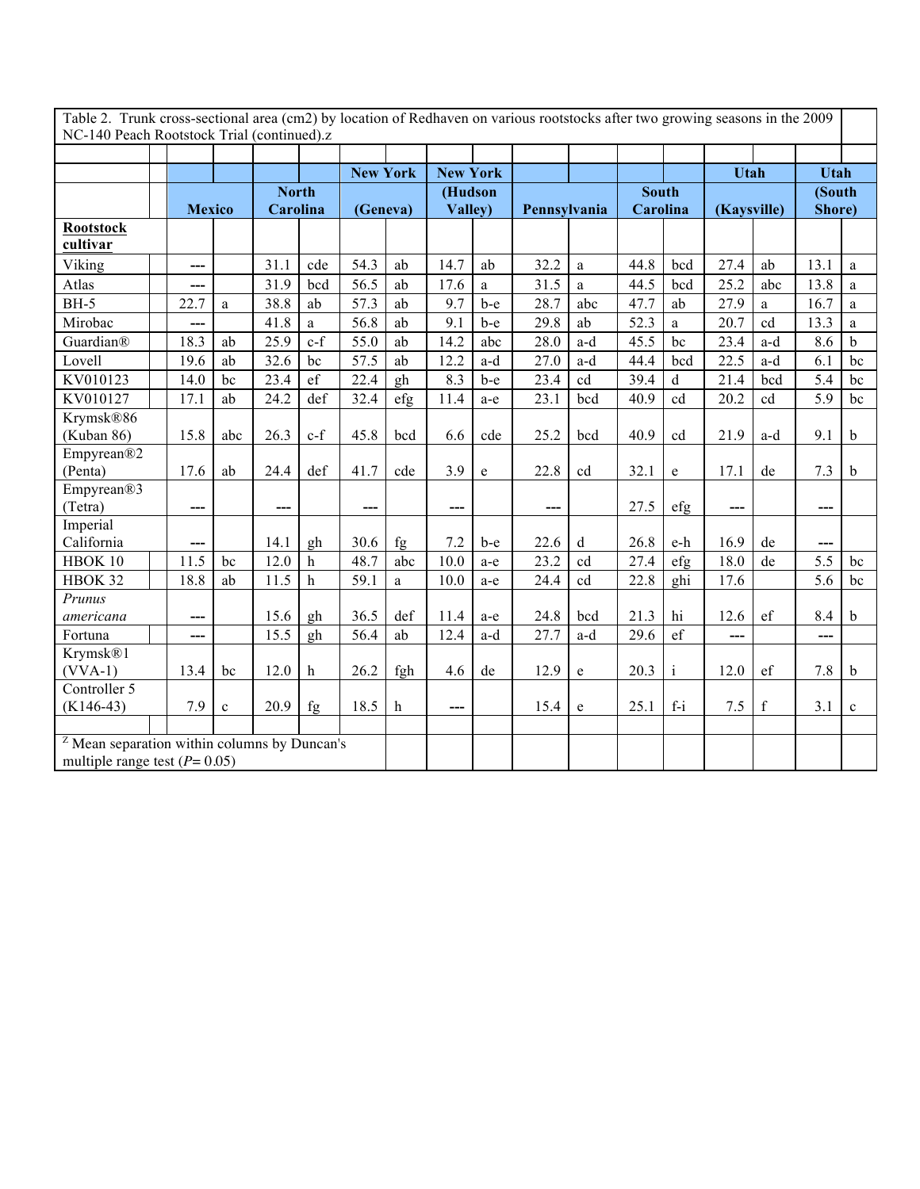Table 2. Trunk cross-sectional area (cm2) by location of Redhaven on various rootstocks after two growing seasons in the 2009 NC-140 Peach Rootstock Trial (continued).z

| Rootstock cultivar | Mexico | | North Carolina | | New York (Geneva) | | New York (Hudson Valley) | | Pennsylvania | | South Carolina | | Utah (Kaysville) | | Utah (South Shore) | |
|---|---|---|---|---|---|---|---|---|---|---|---|---|---|---|---|---|
| Viking | --- | | 31.1 | cde | 54.3 | ab | 14.7 | ab | 32.2 | a | 44.8 | bcd | 27.4 | ab | 13.1 | a |
| Atlas | --- | | 31.9 | bcd | 56.5 | ab | 17.6 | a | 31.5 | a | 44.5 | bcd | 25.2 | abc | 13.8 | a |
| BH-5 | 22.7 | a | 38.8 | ab | 57.3 | ab | 9.7 | b-e | 28.7 | abc | 47.7 | ab | 27.9 | a | 16.7 | a |
| Mirobac | --- | | 41.8 | a | 56.8 | ab | 9.1 | b-e | 29.8 | ab | 52.3 | a | 20.7 | cd | 13.3 | a |
| Guardian® | 18.3 | ab | 25.9 | c-f | 55.0 | ab | 14.2 | abc | 28.0 | a-d | 45.5 | bc | 23.4 | a-d | 8.6 | b |
| Lovell | 19.6 | ab | 32.6 | bc | 57.5 | ab | 12.2 | a-d | 27.0 | a-d | 44.4 | bcd | 22.5 | a-d | 6.1 | bc |
| KV010123 | 14.0 | bc | 23.4 | ef | 22.4 | gh | 8.3 | b-e | 23.4 | cd | 39.4 | d | 21.4 | bcd | 5.4 | bc |
| KV010127 | 17.1 | ab | 24.2 | def | 32.4 | efg | 11.4 | a-e | 23.1 | bcd | 40.9 | cd | 20.2 | cd | 5.9 | bc |
| Krymsk®86 (Kuban 86) | 15.8 | abc | 26.3 | c-f | 45.8 | bcd | 6.6 | cde | 25.2 | bcd | 40.9 | cd | 21.9 | a-d | 9.1 | b |
| Empyrean®2 (Penta) | 17.6 | ab | 24.4 | def | 41.7 | cde | 3.9 | e | 22.8 | cd | 32.1 | e | 17.1 | de | 7.3 | b |
| Empyrean®3 (Tetra) | --- | | --- | | --- | | --- | | --- | | 27.5 | efg | --- | | --- | |
| Imperial California | --- | | 14.1 | gh | 30.6 | fg | 7.2 | b-e | 22.6 | d | 26.8 | e-h | 16.9 | de | --- | |
| HBOK 10 | 11.5 | bc | 12.0 | h | 48.7 | abc | 10.0 | a-e | 23.2 | cd | 27.4 | efg | 18.0 | de | 5.5 | bc |
| HBOK 32 | 18.8 | ab | 11.5 | h | 59.1 | a | 10.0 | a-e | 24.4 | cd | 22.8 | ghi | 17.6 | | 5.6 | bc |
| *Prunus americana* | --- | | 15.6 | gh | 36.5 | def | 11.4 | a-e | 24.8 | bcd | 21.3 | hi | 12.6 | ef | 8.4 | b |
| Fortuna | --- | | 15.5 | gh | 56.4 | ab | 12.4 | a-d | 27.7 | a-d | 29.6 | ef | --- | | --- | |
| Krymsk®1 (VVA-1) | 13.4 | bc | 12.0 | h | 26.2 | fgh | 4.6 | de | 12.9 | e | 20.3 | i | 12.0 | ef | 7.8 | b |
| Controller 5 (K146-43) | 7.9 | c | 20.9 | fg | 18.5 | h | --- | | 15.4 | e | 25.1 | f-i | 7.5 | f | 3.1 | c |

[z] Mean separation within columns by Duncan's multiple range test ($P = 0.05$)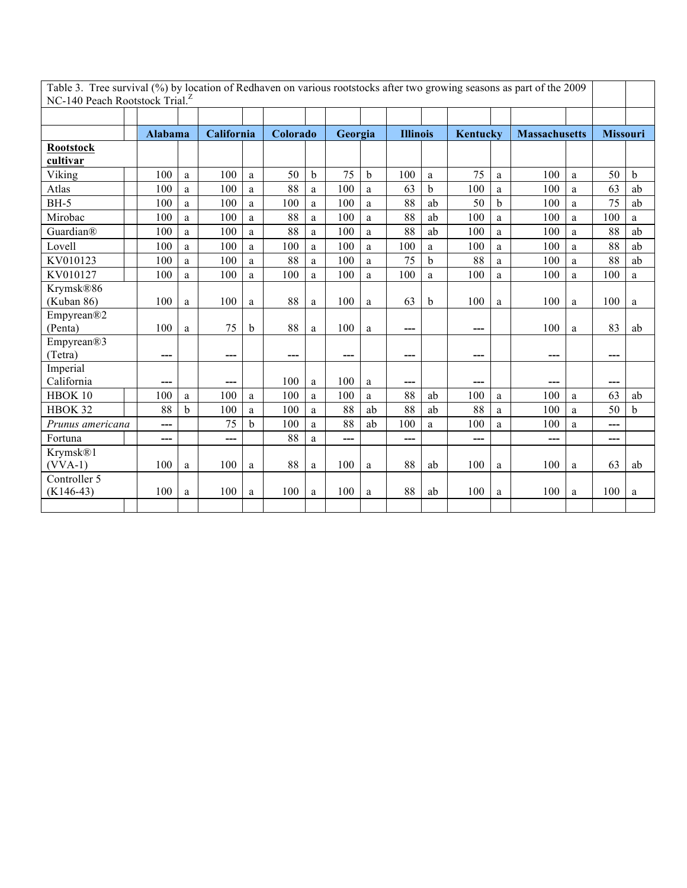Table 3. Tree survival (%) by location of Redhaven on various rootstocks after two growing seasons as part of the 2009 NC-140 Peach Rootstock Trial.[Z]

| Rootstock cultivar | Alabama | | California | | Colorado | | Georgia | | Illinois | | Kentucky | | Massachusetts | | Missouri | |
|---|---|---|---|---|---|---|---|---|---|---|---|---|---|---|---|---|
| Viking | 100 | a | 100 | a | 50 | b | 75 | b | 100 | a | 75 | a | 100 | a | 50 | b |
| Atlas | 100 | a | 100 | a | 88 | a | 100 | a | 63 | b | 100 | a | 100 | a | 63 | ab |
| BH-5 | 100 | a | 100 | a | 100 | a | 100 | a | 88 | ab | 50 | b | 100 | a | 75 | ab |
| Mirobac | 100 | a | 100 | a | 88 | a | 100 | a | 88 | ab | 100 | a | 100 | a | 100 | a |
| Guardian® | 100 | a | 100 | a | 88 | a | 100 | a | 88 | ab | 100 | a | 100 | a | 88 | ab |
| Lovell | 100 | a | 100 | a | 100 | a | 100 | a | 100 | a | 100 | a | 100 | a | 88 | ab |
| KV010123 | 100 | a | 100 | a | 88 | a | 100 | a | 75 | b | 88 | a | 100 | a | 88 | ab |
| KV010127 | 100 | a | 100 | a | 100 | a | 100 | a | 100 | a | 100 | a | 100 | a | 100 | a |
| Krymsk®86 (Kuban 86) | 100 | a | 100 | a | 88 | a | 100 | a | 63 | b | 100 | a | 100 | a | 100 | a |
| Empyrean®2 (Penta) | 100 | a | 75 | b | 88 | a | 100 | a | --- | | --- | | 100 | a | 83 | ab |
| Empyrean®3 (Tetra) | --- | | --- | | --- | | --- | | --- | | --- | | --- | | --- | |
| Imperial California | --- | | --- | | 100 | a | 100 | a | --- | | --- | | --- | | --- | |
| HBOK 10 | 100 | a | 100 | a | 100 | a | 100 | a | 88 | ab | 100 | a | 100 | a | 63 | ab |
| HBOK 32 | 88 | b | 100 | a | 100 | a | 88 | ab | 88 | ab | 88 | a | 100 | a | 50 | b |
| *Prunus americana* | --- | | 75 | b | 100 | a | 88 | ab | 100 | a | 100 | a | 100 | a | --- | |
| Fortuna | --- | | --- | | 88 | a | --- | | --- | | --- | | --- | | --- | |
| Krymsk®1 (VVA-1) | 100 | a | 100 | a | 88 | a | 100 | a | 88 | ab | 100 | a | 100 | a | 63 | ab |
| Controller 5 (K146-43) | 100 | a | 100 | a | 100 | a | 100 | a | 88 | ab | 100 | a | 100 | a | 100 | a |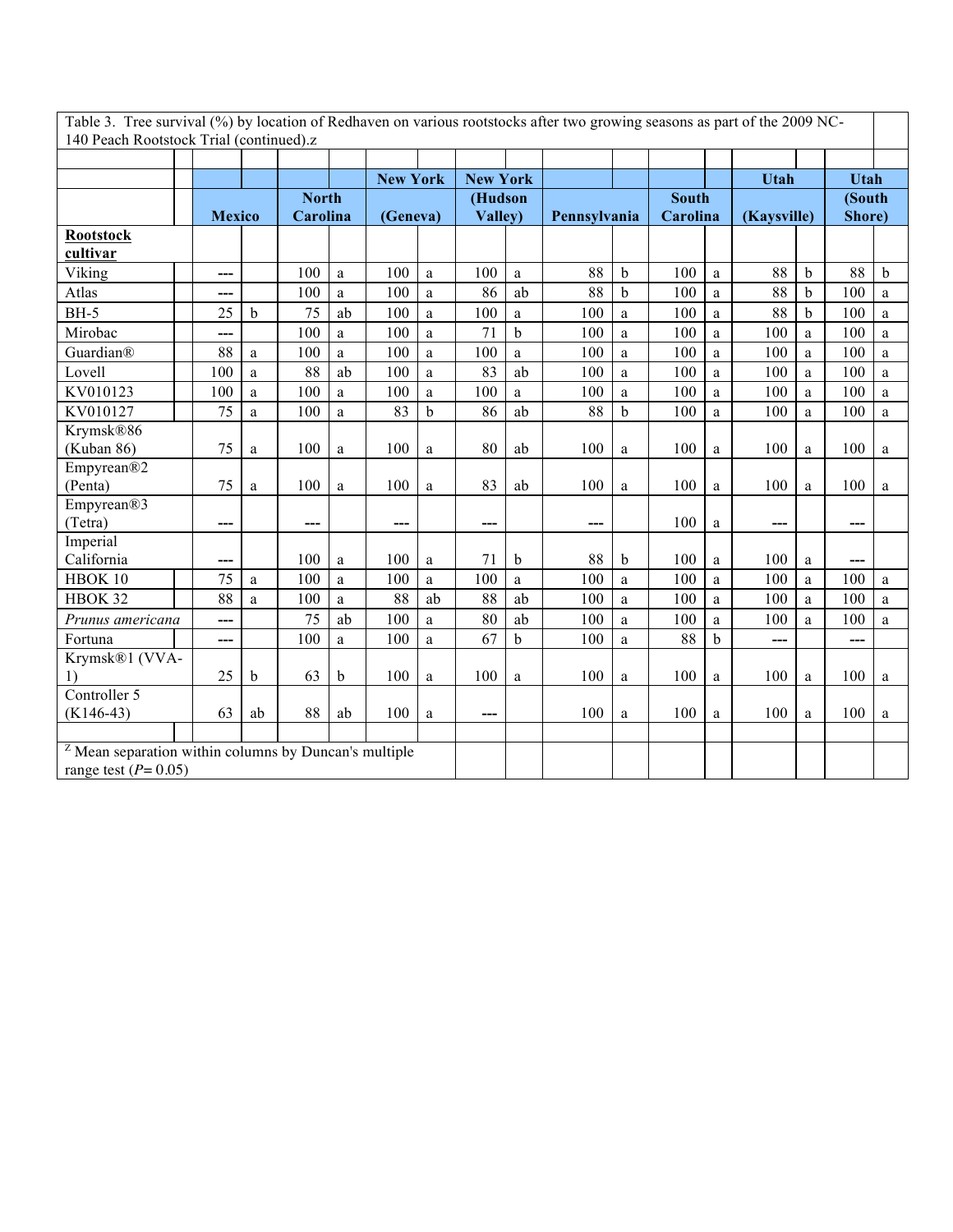Table 3. Tree survival (%) by location of Redhaven on various rootstocks after two growing seasons as part of the 2009 NC-140 Peach Rootstock Trial (continued).z

| Rootstock cultivar | Mexico | | North Carolina | | New York (Geneva) | | New York (Hudson Valley) | | Pennsylvania | | South Carolina | | Utah (Kaysville) | | Utah (South Shore) | |
|---|---|---|---|---|---|---|---|---|---|---|---|---|---|---|---|---|
| Viking | --- | | 100 | a | 100 | a | 100 | a | 88 | b | 100 | a | 88 | b | 88 | b |
| Atlas | --- | | 100 | a | 100 | a | 86 | ab | 88 | b | 100 | a | 88 | b | 100 | a |
| BH-5 | 25 | b | 75 | ab | 100 | a | 100 | a | 100 | a | 100 | a | 88 | b | 100 | a |
| Mirobac | --- | | 100 | a | 100 | a | 71 | b | 100 | a | 100 | a | 100 | a | 100 | a |
| Guardian® | 88 | a | 100 | a | 100 | a | 100 | a | 100 | a | 100 | a | 100 | a | 100 | a |
| Lovell | 100 | a | 88 | ab | 100 | a | 83 | ab | 100 | a | 100 | a | 100 | a | 100 | a |
| KV010123 | 100 | a | 100 | a | 100 | a | 100 | a | 100 | a | 100 | a | 100 | a | 100 | a |
| KV010127 | 75 | a | 100 | a | 83 | b | 86 | ab | 88 | b | 100 | a | 100 | a | 100 | a |
| Krymsk®86 (Kuban 86) | 75 | a | 100 | a | 100 | a | 80 | ab | 100 | a | 100 | a | 100 | a | 100 | a |
| Empyrean®2 (Penta) | 75 | a | 100 | a | 100 | a | 83 | ab | 100 | a | 100 | a | 100 | a | 100 | a |
| Empyrean®3 (Tetra) | --- | | --- | | --- | | --- | | --- | | 100 | a | --- | | --- | |
| Imperial California | --- | | 100 | a | 100 | a | 71 | b | 88 | b | 100 | a | 100 | a | --- | |
| HBOK 10 | 75 | a | 100 | a | 100 | a | 100 | a | 100 | a | 100 | a | 100 | a | 100 | a |
| HBOK 32 | 88 | a | 100 | a | 88 | ab | 88 | ab | 100 | a | 100 | a | 100 | a | 100 | a |
| *Prunus americana* | --- | | 75 | ab | 100 | a | 80 | ab | 100 | a | 100 | a | 100 | a | 100 | a |
| Fortuna | --- | | 100 | a | 100 | a | 67 | b | 100 | a | 88 | b | --- | | --- | |
| Krymsk®1 (VVA-1) | 25 | b | 63 | b | 100 | a | 100 | a | 100 | a | 100 | a | 100 | a | 100 | a |
| Controller 5 (K146-43) | 63 | ab | 88 | ab | 100 | a | --- | | 100 | a | 100 | a | 100 | a | 100 | a |

[Z] Mean separation within columns by Duncan's multiple range test ($P = 0.05$)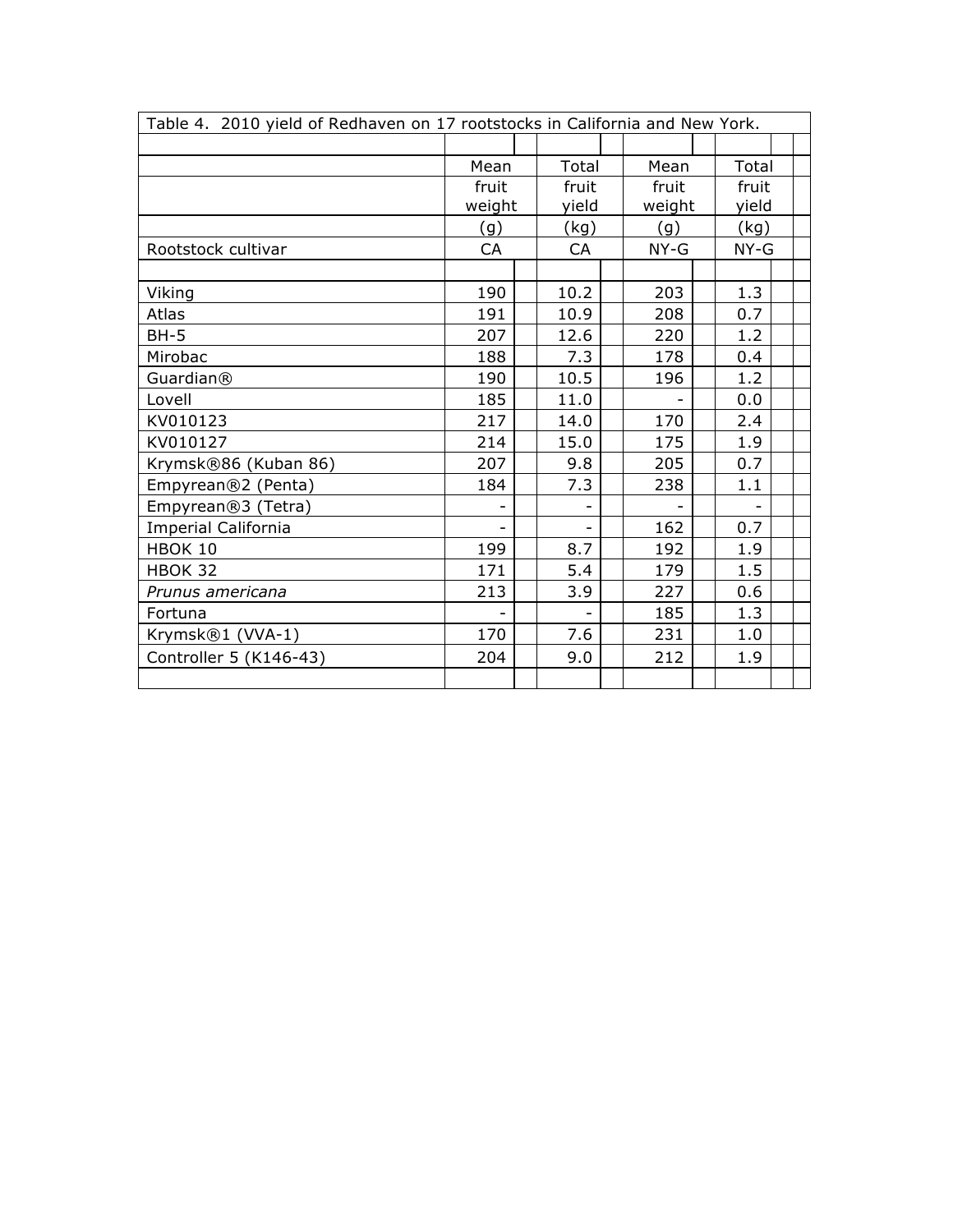Table 4. 2010 yield of Redhaven on 17 rootstocks in California and New York.

| | Mean fruit weight | Total fruit yield | Mean fruit weight | Total fruit yield |
|---|---|---|---|---|
| | (g) | (kg) | (g) | (kg) |
| Rootstock cultivar | CA | CA | NY-G | NY-G |
| Viking | 190 | 10.2 | 203 | 1.3 |
| Atlas | 191 | 10.9 | 208 | 0.7 |
| BH-5 | 207 | 12.6 | 220 | 1.2 |
| Mirobac | 188 | 7.3 | 178 | 0.4 |
| Guardian® | 190 | 10.5 | 196 | 1.2 |
| Lovell | 185 | 11.0 | - | 0.0 |
| KV010123 | 217 | 14.0 | 170 | 2.4 |
| KV010127 | 214 | 15.0 | 175 | 1.9 |
| Krymsk®86 (Kuban 86) | 207 | 9.8 | 205 | 0.7 |
| Empyrean®2 (Penta) | 184 | 7.3 | 238 | 1.1 |
| Empyrean®3 (Tetra) | - | - | - | - |
| Imperial California | - | - | 162 | 0.7 |
| HBOK 10 | 199 | 8.7 | 192 | 1.9 |
| HBOK 32 | 171 | 5.4 | 179 | 1.5 |
| *Prunus americana* | 213 | 3.9 | 227 | 0.6 |
| Fortuna | - | - | 185 | 1.3 |
| Krymsk®1 (VVA-1) | 170 | 7.6 | 231 | 1.0 |
| Controller 5 (K146-43) | 204 | 9.0 | 212 | 1.9 |